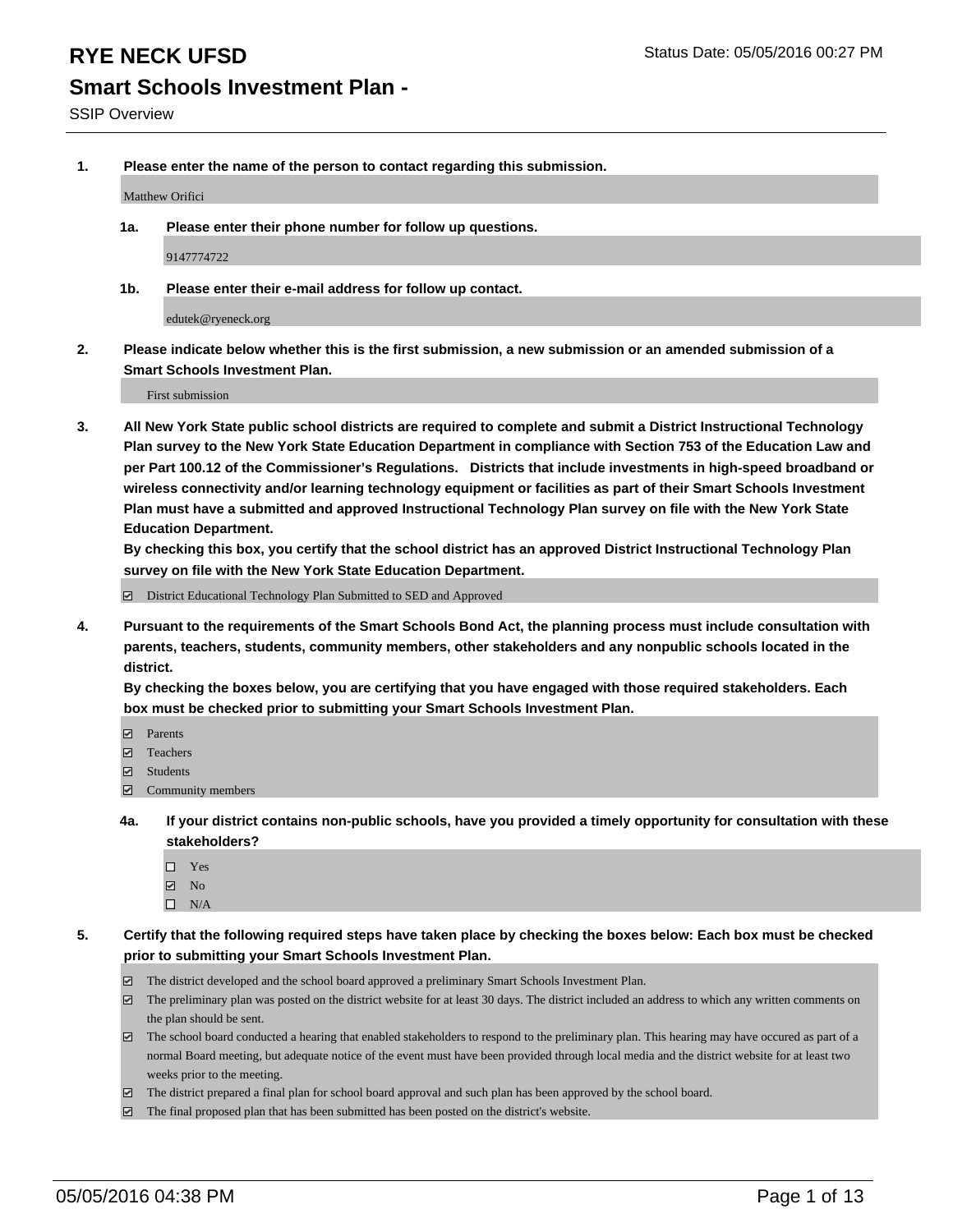# RYE NECK UFSD

Status Date: 05/05/2016 00:27 PM

## Smart Schools Investment Plan -

SSIP Overview

**1. Please enter the name of the person to contact regarding this submission.**

Matthew Orifici

**1a. Please enter their phone number for follow up questions.**

9147774722

**1b. Please enter their e-mail address for follow up contact.**

edutek@ryeneck.org

**2. Please indicate below whether this is the first submission, a new submission or an amended submission of a Smart Schools Investment Plan.**

First submission

**3. All New York State public school districts are required to complete and submit a District Instructional Technology Plan survey to the New York State Education Department in compliance with Section 753 of the Education Law and per Part 100.12 of the Commissioner's Regulations. Districts that include investments in high-speed broadband or wireless connectivity and/or learning technology equipment or facilities as part of their Smart Schools Investment Plan must have a submitted and approved Instructional Technology Plan survey on file with the New York State Education Department.**
**By checking this box, you certify that the school district has an approved District Instructional Technology Plan survey on file with the New York State Education Department.**

- ☑ District Educational Technology Plan Submitted to SED and Approved

**4. Pursuant to the requirements of the Smart Schools Bond Act, the planning process must include consultation with parents, teachers, students, community members, other stakeholders and any nonpublic schools located in the district.**
**By checking the boxes below, you are certifying that you have engaged with those required stakeholders. Each box must be checked prior to submitting your Smart Schools Investment Plan.**

- ☑ Parents
- ☑ Teachers
- ☑ Students
- ☑ Community members

**4a. If your district contains non-public schools, have you provided a timely opportunity for consultation with these stakeholders?**

- ☐ Yes
- ☑ No
- ☐ N/A

**5. Certify that the following required steps have taken place by checking the boxes below: Each box must be checked prior to submitting your Smart Schools Investment Plan.**

- ☑ The district developed and the school board approved a preliminary Smart Schools Investment Plan.
- ☑ The preliminary plan was posted on the district website for at least 30 days. The district included an address to which any written comments on the plan should be sent.
- ☑ The school board conducted a hearing that enabled stakeholders to respond to the preliminary plan. This hearing may have occured as part of a normal Board meeting, but adequate notice of the event must have been provided through local media and the district website for at least two weeks prior to the meeting.
- ☑ The district prepared a final plan for school board approval and such plan has been approved by the school board.
- ☑ The final proposed plan that has been submitted has been posted on the district's website.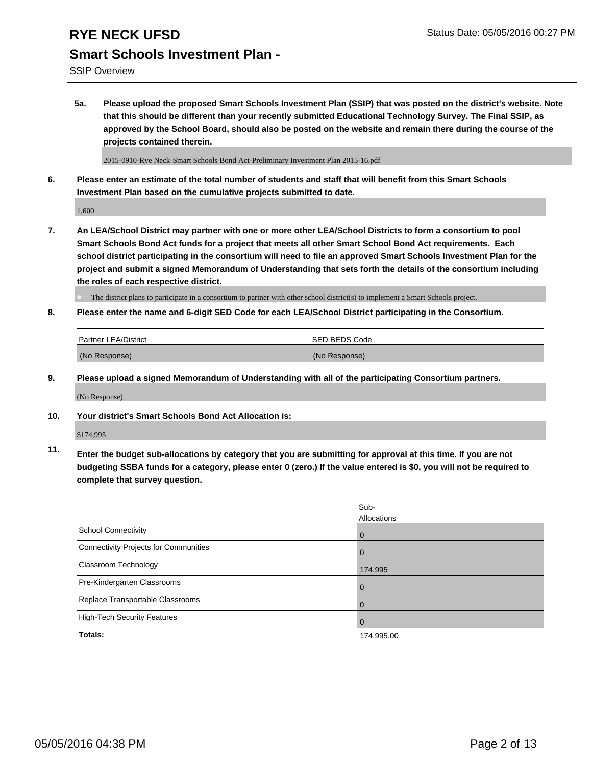**5a. Please upload the proposed Smart Schools Investment Plan (SSIP) that was posted on the district's website. Note that this should be different than your recently submitted Educational Technology Survey. The Final SSIP, as approved by the School Board, should also be posted on the website and remain there during the course of the projects contained therein.**

2015-0910-Rye Neck-Smart Schools Bond Act-Preliminary Investment Plan 2015-16.pdf

**6. Please enter an estimate of the total number of students and staff that will benefit from this Smart Schools Investment Plan based on the cumulative projects submitted to date.**

1,600

**7. An LEA/School District may partner with one or more other LEA/School Districts to form a consortium to pool Smart Schools Bond Act funds for a project that meets all other Smart School Bond Act requirements. Each school district participating in the consortium will need to file an approved Smart Schools Investment Plan for the project and submit a signed Memorandum of Understanding that sets forth the details of the consortium including the roles of each respective district.**

☐ The district plans to participate in a consortium to partner with other school district(s) to implement a Smart Schools project.

**8. Please enter the name and 6-digit SED Code for each LEA/School District participating in the Consortium.**

| Partner LEA/District | SED BEDS Code |
|---|---|
| (No Response) | (No Response) |

**9. Please upload a signed Memorandum of Understanding with all of the participating Consortium partners.**

(No Response)

**10. Your district's Smart Schools Bond Act Allocation is:**

$174,995

**11. Enter the budget sub-allocations by category that you are submitting for approval at this time. If you are not budgeting SSBA funds for a category, please enter 0 (zero.) If the value entered is $0, you will not be required to complete that survey question.**

| | Sub-Allocations |
|---|---|
| School Connectivity | 0 |
| Connectivity Projects for Communities | 0 |
| Classroom Technology | 174,995 |
| Pre-Kindergarten Classrooms | 0 |
| Replace Transportable Classrooms | 0 |
| High-Tech Security Features | 0 |
| **Totals:** | 174,995.00 |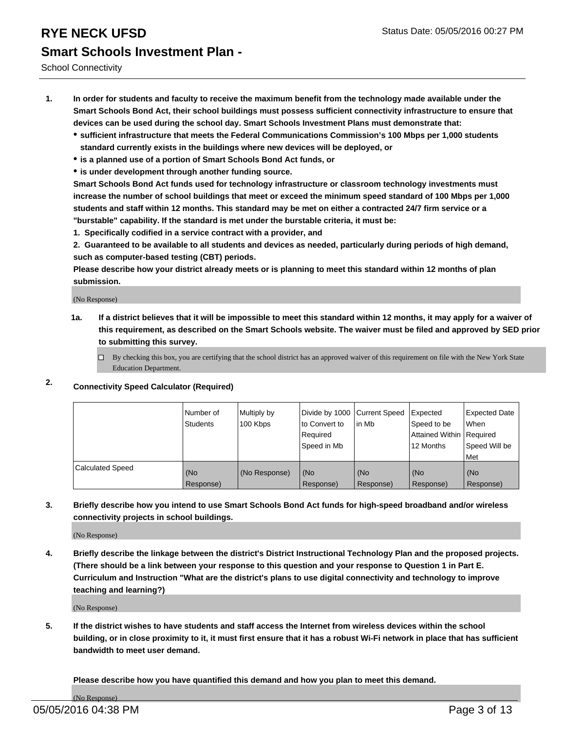# RYE NECK UFSD

Status Date: 05/05/2016 00:27 PM

## Smart Schools Investment Plan -

School Connectivity

1. **In order for students and faculty to receive the maximum benefit from the technology made available under the Smart Schools Bond Act, their school buildings must possess sufficient connectivity infrastructure to ensure that devices can be used during the school day. Smart Schools Investment Plans must demonstrate that:**
   - **sufficient infrastructure that meets the Federal Communications Commission's 100 Mbps per 1,000 students standard currently exists in the buildings where new devices will be deployed, or**
   - **is a planned use of a portion of Smart Schools Bond Act funds, or**
   - **is under development through another funding source.**

   **Smart Schools Bond Act funds used for technology infrastructure or classroom technology investments must increase the number of school buildings that meet or exceed the minimum speed standard of 100 Mbps per 1,000 students and staff within 12 months. This standard may be met on either a contracted 24/7 firm service or a "burstable" capability. If the standard is met under the burstable criteria, it must be:**

   **1. Specifically codified in a service contract with a provider, and**

   **2. Guaranteed to be available to all students and devices as needed, particularly during periods of high demand, such as computer-based testing (CBT) periods.**

   **Please describe how your district already meets or is planning to meet this standard within 12 months of plan submission.**

   (No Response)

   **1a. If a district believes that it will be impossible to meet this standard within 12 months, it may apply for a waiver of this requirement, as described on the Smart Schools website. The waiver must be filed and approved by SED prior to submitting this survey.**

   ☐ By checking this box, you are certifying that the school district has an approved waiver of this requirement on file with the New York State Education Department.

2. **Connectivity Speed Calculator (Required)**

| | Number of Students | Multiply by 100 Kbps | Divide by 1000 to Convert to Required Speed in Mb | Current Speed in Mb | Expected Speed to be Attained Within 12 Months | Expected Date When Required Speed Will be Met |
|---|---|---|---|---|---|---|
| Calculated Speed | (No Response) | (No Response) | (No Response) | (No Response) | (No Response) | (No Response) |

3. **Briefly describe how you intend to use Smart Schools Bond Act funds for high-speed broadband and/or wireless connectivity projects in school buildings.**

   (No Response)

4. **Briefly describe the linkage between the district's District Instructional Technology Plan and the proposed projects. (There should be a link between your response to this question and your response to Question 1 in Part E. Curriculum and Instruction "What are the district's plans to use digital connectivity and technology to improve teaching and learning?)**

   (No Response)

5. **If the district wishes to have students and staff access the Internet from wireless devices within the school building, or in close proximity to it, it must first ensure that it has a robust Wi-Fi network in place that has sufficient bandwidth to meet user demand.**

   **Please describe how you have quantified this demand and how you plan to meet this demand.**

   (No Response)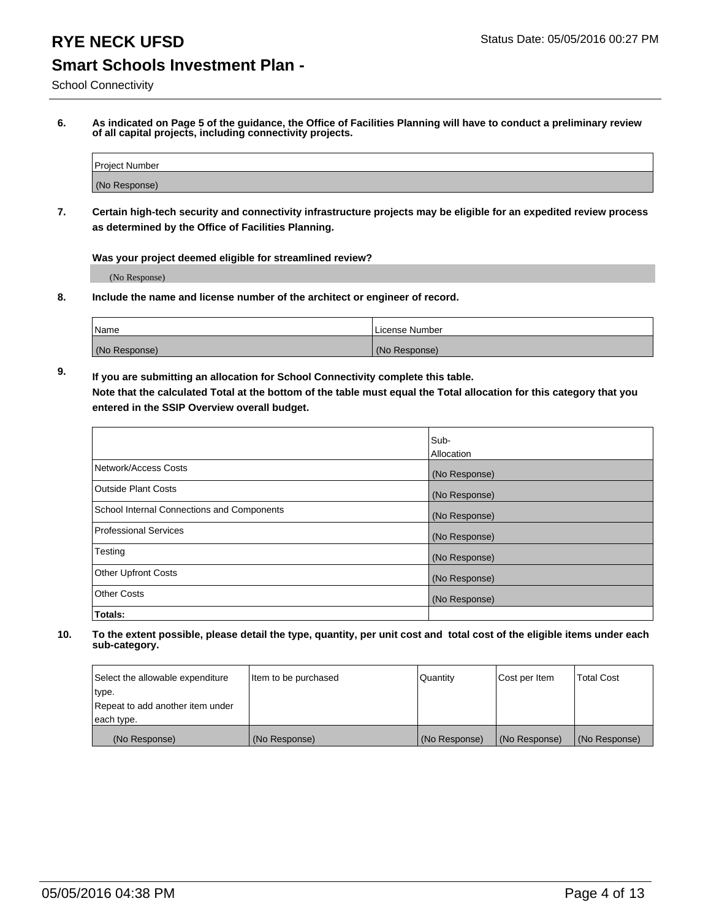# RYE NECK UFSD

## Smart Schools Investment Plan -

School Connectivity

**6. As indicated on Page 5 of the guidance, the Office of Facilities Planning will have to conduct a preliminary review of all capital projects, including connectivity projects.**

| Project Number |
|---|
| (No Response) |

**7. Certain high-tech security and connectivity infrastructure projects may be eligible for an expedited review process as determined by the Office of Facilities Planning.**

**Was your project deemed eligible for streamlined review?**

(No Response)

**8. Include the name and license number of the architect or engineer of record.**

| Name | License Number |
|---|---|
| (No Response) | (No Response) |

**9. If you are submitting an allocation for School Connectivity complete this table. Note that the calculated Total at the bottom of the table must equal the Total allocation for this category that you entered in the SSIP Overview overall budget.**

| | Sub-Allocation |
|---|---|
| Network/Access Costs | (No Response) |
| Outside Plant Costs | (No Response) |
| School Internal Connections and Components | (No Response) |
| Professional Services | (No Response) |
| Testing | (No Response) |
| Other Upfront Costs | (No Response) |
| Other Costs | (No Response) |
| **Totals:** | |

**10. To the extent possible, please detail the type, quantity, per unit cost and total cost of the eligible items under each sub-category.**

| Select the allowable expenditure type. Repeat to add another item under each type. | Item to be purchased | Quantity | Cost per Item | Total Cost |
|---|---|---|---|---|
| (No Response) | (No Response) | (No Response) | (No Response) | (No Response) |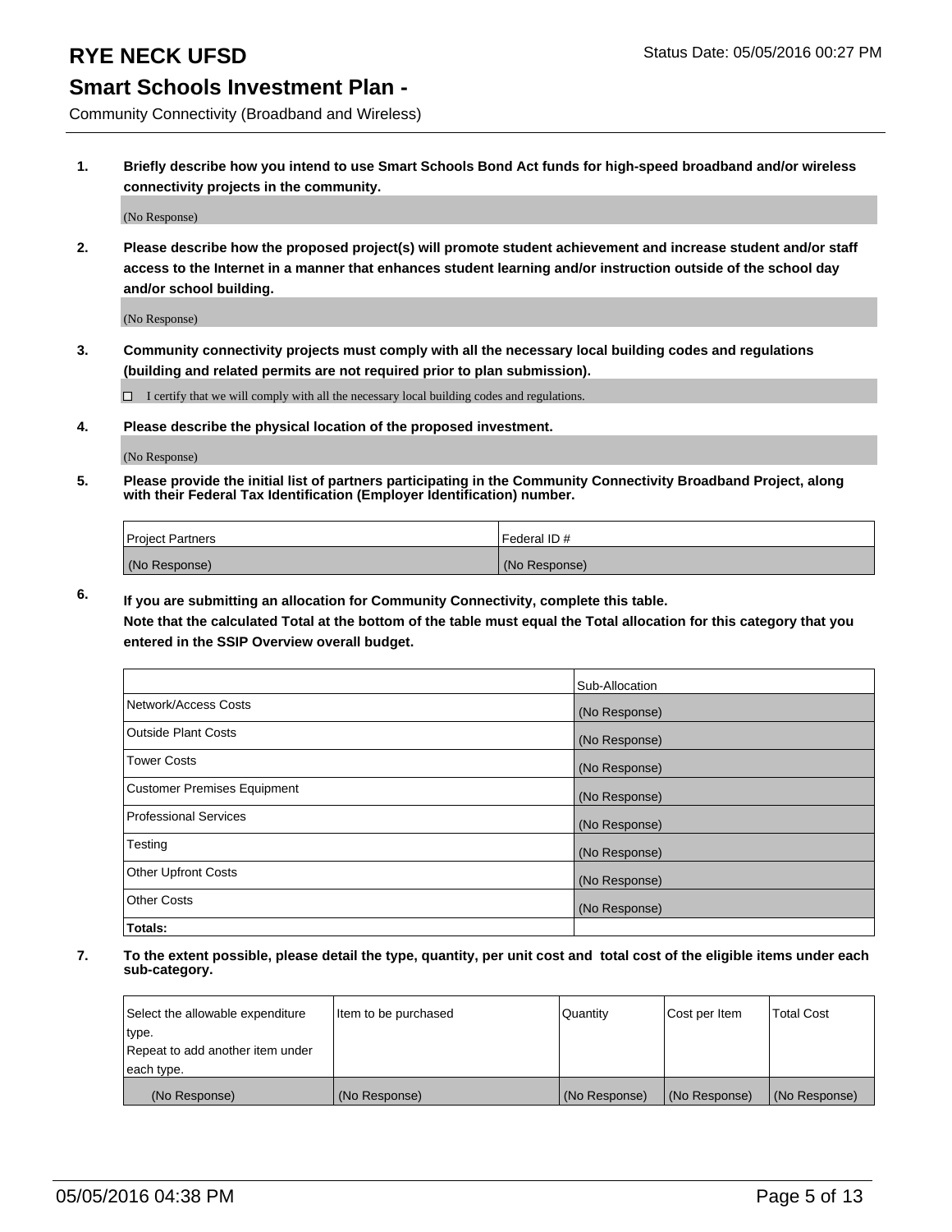# RYE NECK UFSD

Status Date: 05/05/2016 00:27 PM

## Smart Schools Investment Plan -

Community Connectivity (Broadband and Wireless)

**1. Briefly describe how you intend to use Smart Schools Bond Act funds for high-speed broadband and/or wireless connectivity projects in the community.**

(No Response)

**2. Please describe how the proposed project(s) will promote student achievement and increase student and/or staff access to the Internet in a manner that enhances student learning and/or instruction outside of the school day and/or school building.**

(No Response)

**3. Community connectivity projects must comply with all the necessary local building codes and regulations (building and related permits are not required prior to plan submission).**

☐ I certify that we will comply with all the necessary local building codes and regulations.

**4. Please describe the physical location of the proposed investment.**

(No Response)

**5. Please provide the initial list of partners participating in the Community Connectivity Broadband Project, along with their Federal Tax Identification (Employer Identification) number.**

| Project Partners | Federal ID # |
|---|---|
| (No Response) | (No Response) |

**6. If you are submitting an allocation for Community Connectivity, complete this table.**
**Note that the calculated Total at the bottom of the table must equal the Total allocation for this category that you entered in the SSIP Overview overall budget.**

| | Sub-Allocation |
|---|---|
| Network/Access Costs | (No Response) |
| Outside Plant Costs | (No Response) |
| Tower Costs | (No Response) |
| Customer Premises Equipment | (No Response) |
| Professional Services | (No Response) |
| Testing | (No Response) |
| Other Upfront Costs | (No Response) |
| Other Costs | (No Response) |
| **Totals:** | |

**7. To the extent possible, please detail the type, quantity, per unit cost and total cost of the eligible items under each sub-category.**

| Select the allowable expenditure type. Repeat to add another item under each type. | Item to be purchased | Quantity | Cost per Item | Total Cost |
|---|---|---|---|---|
| (No Response) | (No Response) | (No Response) | (No Response) | (No Response) |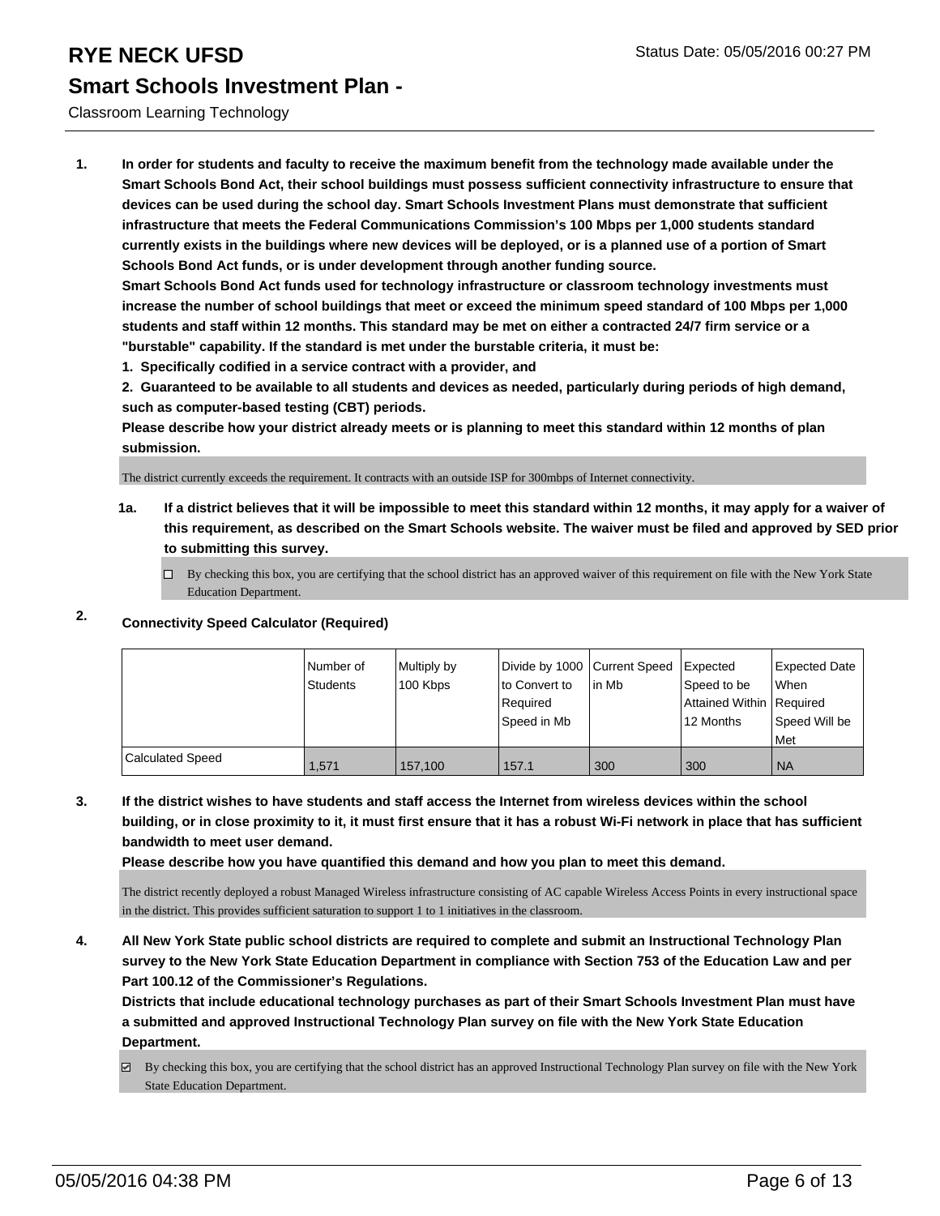# RYE NECK UFSD

## Smart Schools Investment Plan -

Classroom Learning Technology

**1. In order for students and faculty to receive the maximum benefit from the technology made available under the Smart Schools Bond Act, their school buildings must possess sufficient connectivity infrastructure to ensure that devices can be used during the school day. Smart Schools Investment Plans must demonstrate that sufficient infrastructure that meets the Federal Communications Commission's 100 Mbps per 1,000 students standard currently exists in the buildings where new devices will be deployed, or is a planned use of a portion of Smart Schools Bond Act funds, or is under development through another funding source.**

**Smart Schools Bond Act funds used for technology infrastructure or classroom technology investments must increase the number of school buildings that meet or exceed the minimum speed standard of 100 Mbps per 1,000 students and staff within 12 months. This standard may be met on either a contracted 24/7 firm service or a "burstable" capability. If the standard is met under the burstable criteria, it must be:**

**1. Specifically codified in a service contract with a provider, and**

**2. Guaranteed to be available to all students and devices as needed, particularly during periods of high demand, such as computer-based testing (CBT) periods.**

**Please describe how your district already meets or is planning to meet this standard within 12 months of plan submission.**

The district currently exceeds the requirement. It contracts with an outside ISP for 300mbps of Internet connectivity.

**1a. If a district believes that it will be impossible to meet this standard within 12 months, it may apply for a waiver of this requirement, as described on the Smart Schools website. The waiver must be filed and approved by SED prior to submitting this survey.**

☐ By checking this box, you are certifying that the school district has an approved waiver of this requirement on file with the New York State Education Department.

**2. Connectivity Speed Calculator (Required)**

| | Number of Students | Multiply by 100 Kbps | Divide by 1000 to Convert to Required Speed in Mb | Current Speed in Mb | Expected Speed to be Attained Within 12 Months | Expected Date When Required Speed Will be Met |
|---|---|---|---|---|---|---|
| Calculated Speed | 1,571 | 157,100 | 157.1 | 300 | 300 | NA |

**3. If the district wishes to have students and staff access the Internet from wireless devices within the school building, or in close proximity to it, it must first ensure that it has a robust Wi-Fi network in place that has sufficient bandwidth to meet user demand.**

**Please describe how you have quantified this demand and how you plan to meet this demand.**

The district recently deployed a robust Managed Wireless infrastructure consisting of AC capable Wireless Access Points in every instructional space in the district. This provides sufficient saturation to support 1 to 1 initiatives in the classroom.

**4. All New York State public school districts are required to complete and submit an Instructional Technology Plan survey to the New York State Education Department in compliance with Section 753 of the Education Law and per Part 100.12 of the Commissioner's Regulations.**

**Districts that include educational technology purchases as part of their Smart Schools Investment Plan must have a submitted and approved Instructional Technology Plan survey on file with the New York State Education Department.**

☑ By checking this box, you are certifying that the school district has an approved Instructional Technology Plan survey on file with the New York State Education Department.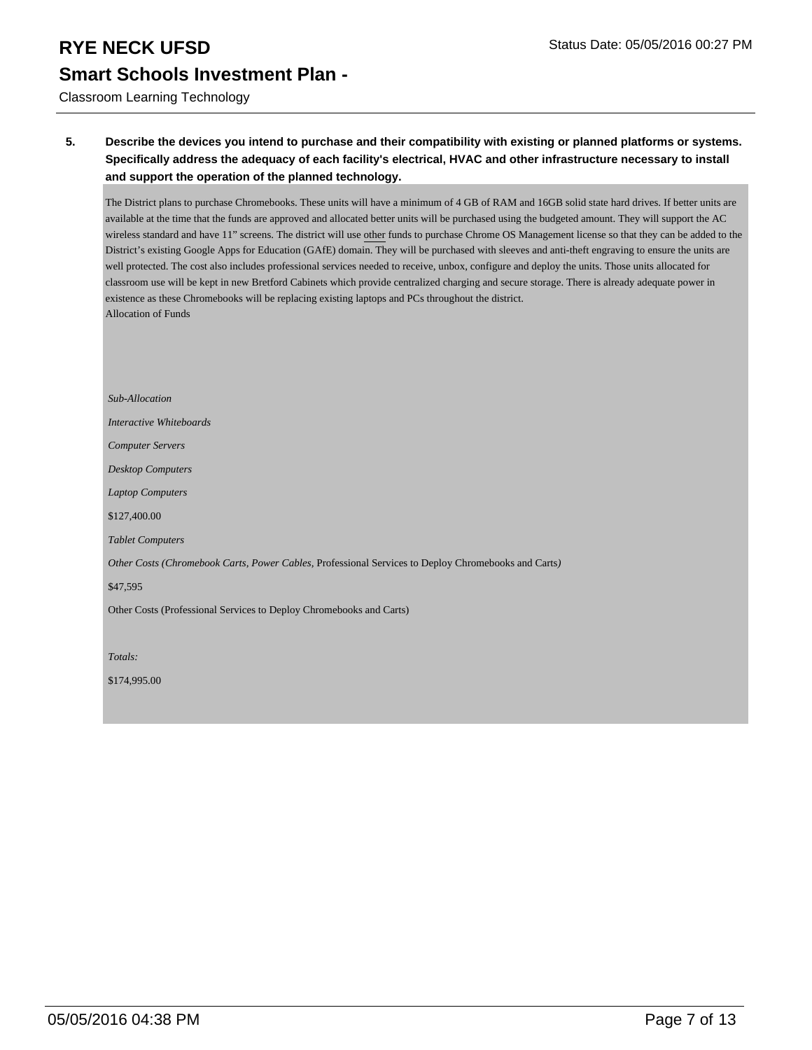**RYE NECK UFSD**

**Smart Schools Investment Plan -**

Classroom Learning Technology

**5. Describe the devices you intend to purchase and their compatibility with existing or planned platforms or systems. Specifically address the adequacy of each facility's electrical, HVAC and other infrastructure necessary to install and support the operation of the planned technology.**

The District plans to purchase Chromebooks. These units will have a minimum of 4 GB of RAM and 16GB solid state hard drives. If better units are available at the time that the funds are approved and allocated better units will be purchased using the budgeted amount. They will support the AC wireless standard and have 11" screens. The district will use other funds to purchase Chrome OS Management license so that they can be added to the District's existing Google Apps for Education (GAfE) domain. They will be purchased with sleeves and anti-theft engraving to ensure the units are well protected. The cost also includes professional services needed to receive, unbox, configure and deploy the units. Those units allocated for classroom use will be kept in new Bretford Cabinets which provide centralized charging and secure storage. There is already adequate power in existence as these Chromebooks will be replacing existing laptops and PCs throughout the district.

Allocation of Funds

*Sub-Allocation*

*Interactive Whiteboards*

*Computer Servers*

*Desktop Computers*

*Laptop Computers*

$127,400.00

*Tablet Computers*

*Other Costs (Chromebook Carts, Power Cables,* Professional Services to Deploy Chromebooks and Carts*)*

$47,595

Other Costs (Professional Services to Deploy Chromebooks and Carts)

*Totals:*

$174,995.00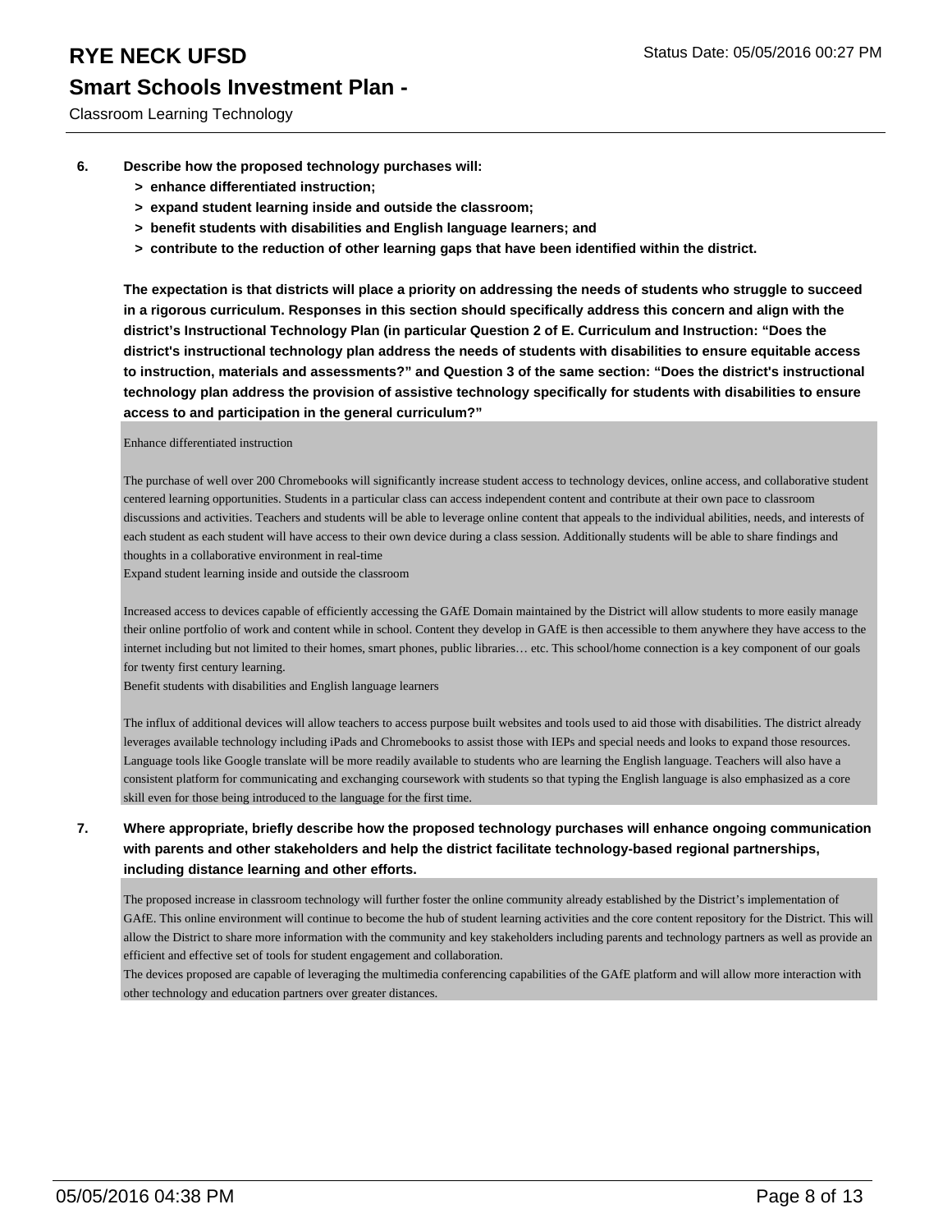**6. Describe how the proposed technology purchases will:**

- **> enhance differentiated instruction;**
- **> expand student learning inside and outside the classroom;**
- **> benefit students with disabilities and English language learners; and**
- **> contribute to the reduction of other learning gaps that have been identified within the district.**

**The expectation is that districts will place a priority on addressing the needs of students who struggle to succeed in a rigorous curriculum. Responses in this section should specifically address this concern and align with the district's Instructional Technology Plan (in particular Question 2 of E. Curriculum and Instruction: "Does the district's instructional technology plan address the needs of students with disabilities to ensure equitable access to instruction, materials and assessments?" and Question 3 of the same section: "Does the district's instructional technology plan address the provision of assistive technology specifically for students with disabilities to ensure access to and participation in the general curriculum?"**

Enhance differentiated instruction

The purchase of well over 200 Chromebooks will significantly increase student access to technology devices, online access, and collaborative student centered learning opportunities. Students in a particular class can access independent content and contribute at their own pace to classroom discussions and activities. Teachers and students will be able to leverage online content that appeals to the individual abilities, needs, and interests of each student as each student will have access to their own device during a class session. Additionally students will be able to share findings and thoughts in a collaborative environment in real-time

Expand student learning inside and outside the classroom

Increased access to devices capable of efficiently accessing the GAfE Domain maintained by the District will allow students to more easily manage their online portfolio of work and content while in school. Content they develop in GAfE is then accessible to them anywhere they have access to the internet including but not limited to their homes, smart phones, public libraries… etc. This school/home connection is a key component of our goals for twenty first century learning.

Benefit students with disabilities and English language learners

The influx of additional devices will allow teachers to access purpose built websites and tools used to aid those with disabilities. The district already leverages available technology including iPads and Chromebooks to assist those with IEPs and special needs and looks to expand those resources. Language tools like Google translate will be more readily available to students who are learning the English language. Teachers will also have a consistent platform for communicating and exchanging coursework with students so that typing the English language is also emphasized as a core skill even for those being introduced to the language for the first time.

**7. Where appropriate, briefly describe how the proposed technology purchases will enhance ongoing communication with parents and other stakeholders and help the district facilitate technology-based regional partnerships, including distance learning and other efforts.**

The proposed increase in classroom technology will further foster the online community already established by the District's implementation of GAfE. This online environment will continue to become the hub of student learning activities and the core content repository for the District. This will allow the District to share more information with the community and key stakeholders including parents and technology partners as well as provide an efficient and effective set of tools for student engagement and collaboration.

The devices proposed are capable of leveraging the multimedia conferencing capabilities of the GAfE platform and will allow more interaction with other technology and education partners over greater distances.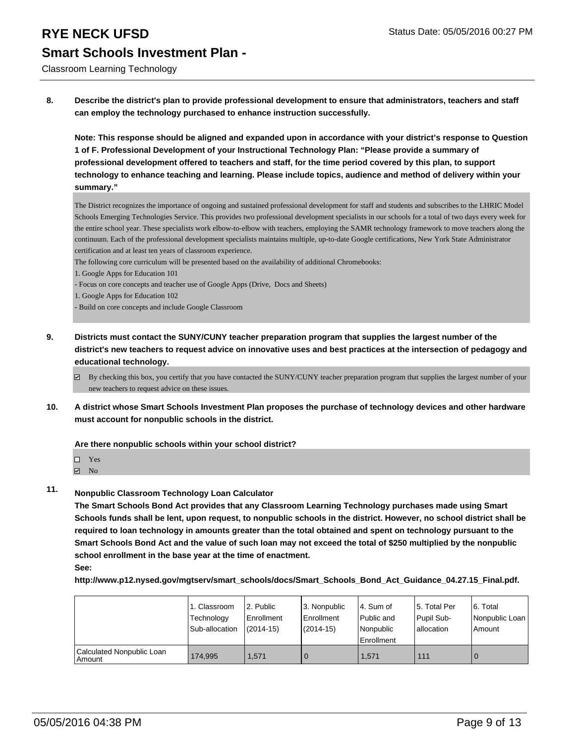**8. Describe the district's plan to provide professional development to ensure that administrators, teachers and staff can employ the technology purchased to enhance instruction successfully.**

**Note: This response should be aligned and expanded upon in accordance with your district's response to Question 1 of F. Professional Development of your Instructional Technology Plan: "Please provide a summary of professional development offered to teachers and staff, for the time period covered by this plan, to support technology to enhance teaching and learning. Please include topics, audience and method of delivery within your summary."**

The District recognizes the importance of ongoing and sustained professional development for staff and students and subscribes to the LHRIC Model Schools Emerging Technologies Service. This provides two professional development specialists in our schools for a total of two days every week for the entire school year. These specialists work elbow-to-elbow with teachers, employing the SAMR technology framework to move teachers along the continuum. Each of the professional development specialists maintains multiple, up-to-date Google certifications, New York State Administrator certification and at least ten years of classroom experience.
The following core curriculum will be presented based on the availability of additional Chromebooks:
1. Google Apps for Education 101
- Focus on core concepts and teacher use of Google Apps (Drive, Docs and Sheets)
1. Google Apps for Education 102
- Build on core concepts and include Google Classroom

**9. Districts must contact the SUNY/CUNY teacher preparation program that supplies the largest number of the district's new teachers to request advice on innovative uses and best practices at the intersection of pedagogy and educational technology.**

☑ By checking this box, you certify that you have contacted the SUNY/CUNY teacher preparation program that supplies the largest number of your new teachers to request advice on these issues.

**10. A district whose Smart Schools Investment Plan proposes the purchase of technology devices and other hardware must account for nonpublic schools in the district.**

**Are there nonpublic schools within your school district?**

☐ Yes
☑ No

**11. Nonpublic Classroom Technology Loan Calculator**

**The Smart Schools Bond Act provides that any Classroom Learning Technology purchases made using Smart Schools funds shall be lent, upon request, to nonpublic schools in the district. However, no school district shall be required to loan technology in amounts greater than the total obtained and spent on technology pursuant to the Smart Schools Bond Act and the value of such loan may not exceed the total of $250 multiplied by the nonpublic school enrollment in the base year at the time of enactment.**

**See:**

**http://www.p12.nysed.gov/mgtserv/smart_schools/docs/Smart_Schools_Bond_Act_Guidance_04.27.15_Final.pdf.**

| | 1. Classroom Technology Sub-allocation | 2. Public Enrollment (2014-15) | 3. Nonpublic Enrollment (2014-15) | 4. Sum of Public and Nonpublic Enrollment | 5. Total Per Pupil Sub-allocation | 6. Total Nonpublic Loan Amount |
|---|---|---|---|---|---|---|
| Calculated Nonpublic Loan Amount | 174,995 | 1,571 | 0 | 1,571 | 111 | 0 |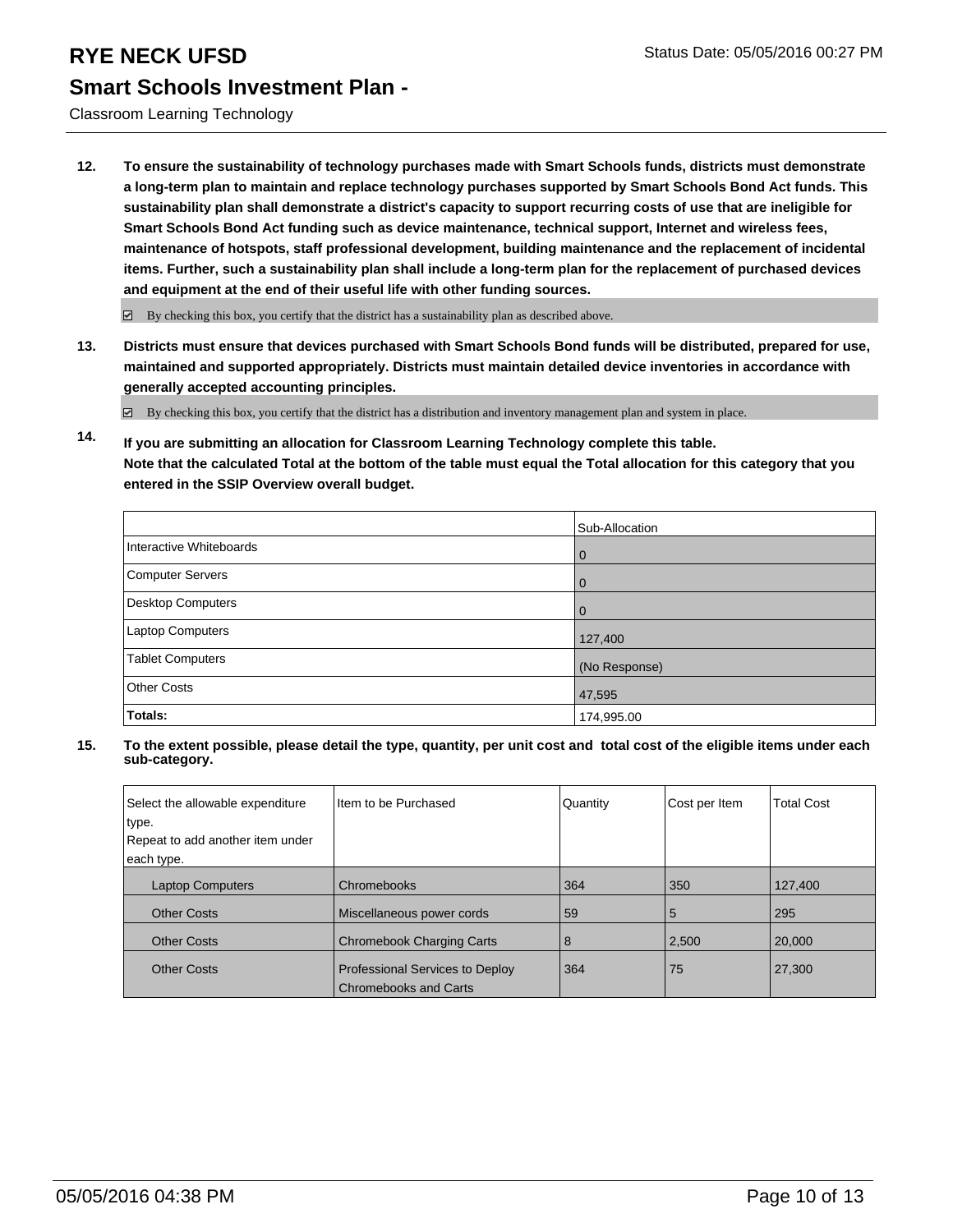# RYE NECK UFSD

## Smart Schools Investment Plan -

Classroom Learning Technology

Status Date: 05/05/2016 00:27 PM

**12. To ensure the sustainability of technology purchases made with Smart Schools funds, districts must demonstrate a long-term plan to maintain and replace technology purchases supported by Smart Schools Bond Act funds. This sustainability plan shall demonstrate a district's capacity to support recurring costs of use that are ineligible for Smart Schools Bond Act funding such as device maintenance, technical support, Internet and wireless fees, maintenance of hotspots, staff professional development, building maintenance and the replacement of incidental items. Further, such a sustainability plan shall include a long-term plan for the replacement of purchased devices and equipment at the end of their useful life with other funding sources.**

☑ By checking this box, you certify that the district has a sustainability plan as described above.

**13. Districts must ensure that devices purchased with Smart Schools Bond funds will be distributed, prepared for use, maintained and supported appropriately. Districts must maintain detailed device inventories in accordance with generally accepted accounting principles.**

☑ By checking this box, you certify that the district has a distribution and inventory management plan and system in place.

**14. If you are submitting an allocation for Classroom Learning Technology complete this table. Note that the calculated Total at the bottom of the table must equal the Total allocation for this category that you entered in the SSIP Overview overall budget.**

| | Sub-Allocation |
|---|---|
| Interactive Whiteboards | 0 |
| Computer Servers | 0 |
| Desktop Computers | 0 |
| Laptop Computers | 127,400 |
| Tablet Computers | (No Response) |
| Other Costs | 47,595 |
| **Totals:** | 174,995.00 |

**15. To the extent possible, please detail the type, quantity, per unit cost and total cost of the eligible items under each sub-category.**

| Select the allowable expenditure type. Repeat to add another item under each type. | Item to be Purchased | Quantity | Cost per Item | Total Cost |
|---|---|---|---|---|
| Laptop Computers | Chromebooks | 364 | 350 | 127,400 |
| Other Costs | Miscellaneous power cords | 59 | 5 | 295 |
| Other Costs | Chromebook Charging Carts | 8 | 2,500 | 20,000 |
| Other Costs | Professional Services to Deploy Chromebooks and Carts | 364 | 75 | 27,300 |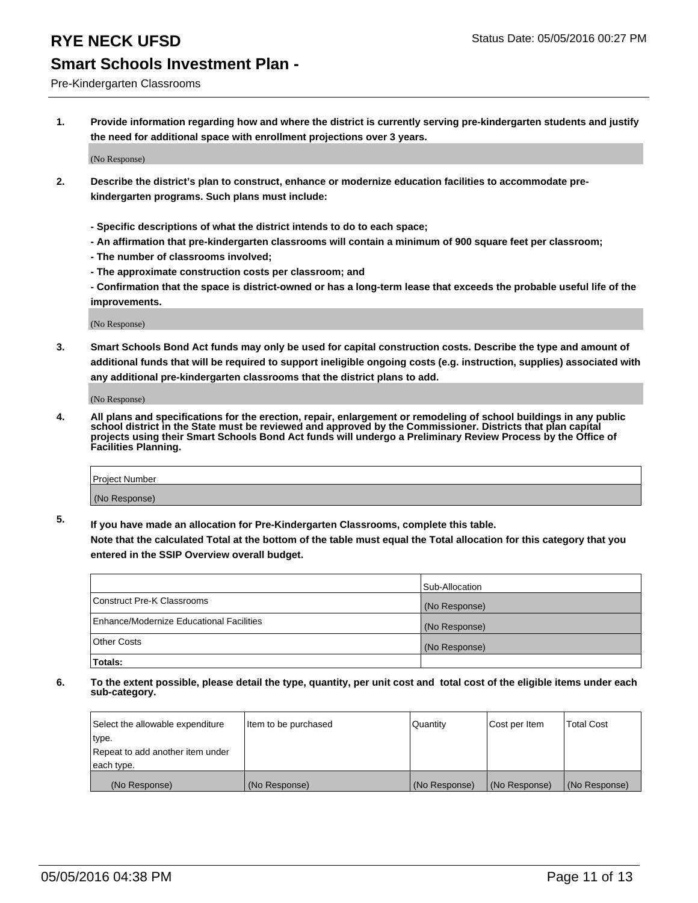# RYE NECK UFSD

Status Date: 05/05/2016 00:27 PM

## Smart Schools Investment Plan -

Pre-Kindergarten Classrooms

1. **Provide information regarding how and where the district is currently serving pre-kindergarten students and justify the need for additional space with enrollment projections over 3 years.**

   (No Response)

2. **Describe the district's plan to construct, enhance or modernize education facilities to accommodate pre-kindergarten programs. Such plans must include:**

   **- Specific descriptions of what the district intends to do to each space;**
   **- An affirmation that pre-kindergarten classrooms will contain a minimum of 900 square feet per classroom;**
   **- The number of classrooms involved;**
   **- The approximate construction costs per classroom; and**
   **- Confirmation that the space is district-owned or has a long-term lease that exceeds the probable useful life of the improvements.**

   (No Response)

3. **Smart Schools Bond Act funds may only be used for capital construction costs. Describe the type and amount of additional funds that will be required to support ineligible ongoing costs (e.g. instruction, supplies) associated with any additional pre-kindergarten classrooms that the district plans to add.**

   (No Response)

4. **All plans and specifications for the erection, repair, enlargement or remodeling of school buildings in any public school district in the State must be reviewed and approved by the Commissioner. Districts that plan capital projects using their Smart Schools Bond Act funds will undergo a Preliminary Review Process by the Office of Facilities Planning.**

| Project Number |
|---|
| (No Response) |

5. **If you have made an allocation for Pre-Kindergarten Classrooms, complete this table.**
   **Note that the calculated Total at the bottom of the table must equal the Total allocation for this category that you entered in the SSIP Overview overall budget.**

| | Sub-Allocation |
|---|---|
| Construct Pre-K Classrooms | (No Response) |
| Enhance/Modernize Educational Facilities | (No Response) |
| Other Costs | (No Response) |
| **Totals:** | |

6. **To the extent possible, please detail the type, quantity, per unit cost and total cost of the eligible items under each sub-category.**

| Select the allowable expenditure type. Repeat to add another item under each type. | Item to be purchased | Quantity | Cost per Item | Total Cost |
|---|---|---|---|---|
| (No Response) | (No Response) | (No Response) | (No Response) | (No Response) |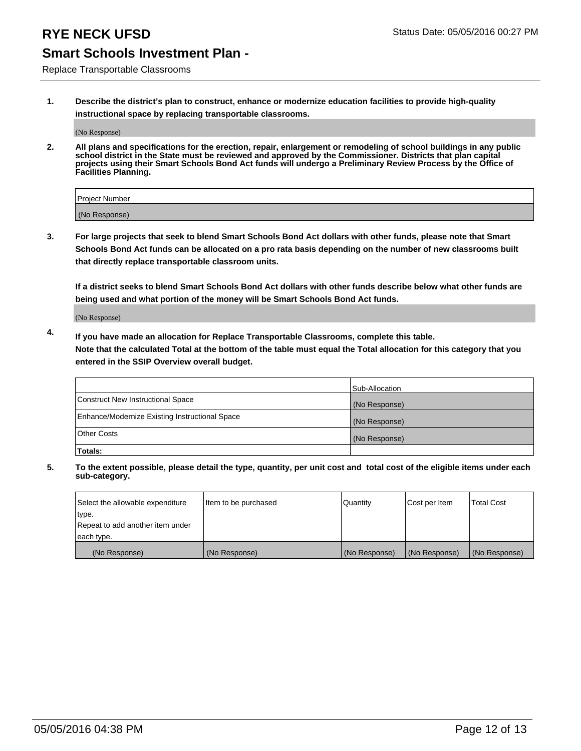# RYE NECK UFSD

Status Date: 05/05/2016 00:27 PM

## Smart Schools Investment Plan -

Replace Transportable Classrooms

1. **Describe the district's plan to construct, enhance or modernize education facilities to provide high-quality instructional space by replacing transportable classrooms.**

   (No Response)

2. **All plans and specifications for the erection, repair, enlargement or remodeling of school buildings in any public school district in the State must be reviewed and approved by the Commissioner. Districts that plan capital projects using their Smart Schools Bond Act funds will undergo a Preliminary Review Process by the Office of Facilities Planning.**

| Project Number |
|---|
| (No Response) |

3. **For large projects that seek to blend Smart Schools Bond Act dollars with other funds, please note that Smart Schools Bond Act funds can be allocated on a pro rata basis depending on the number of new classrooms built that directly replace transportable classroom units.**

   **If a district seeks to blend Smart Schools Bond Act dollars with other funds describe below what other funds are being used and what portion of the money will be Smart Schools Bond Act funds.**

   (No Response)

4. **If you have made an allocation for Replace Transportable Classrooms, complete this table. Note that the calculated Total at the bottom of the table must equal the Total allocation for this category that you entered in the SSIP Overview overall budget.**

| | Sub-Allocation |
|---|---|
| Construct New Instructional Space | (No Response) |
| Enhance/Modernize Existing Instructional Space | (No Response) |
| Other Costs | (No Response) |
| **Totals:** | |

5. **To the extent possible, please detail the type, quantity, per unit cost and total cost of the eligible items under each sub-category.**

| Select the allowable expenditure type. Repeat to add another item under each type. | Item to be purchased | Quantity | Cost per Item | Total Cost |
|---|---|---|---|---|
| (No Response) | (No Response) | (No Response) | (No Response) | (No Response) |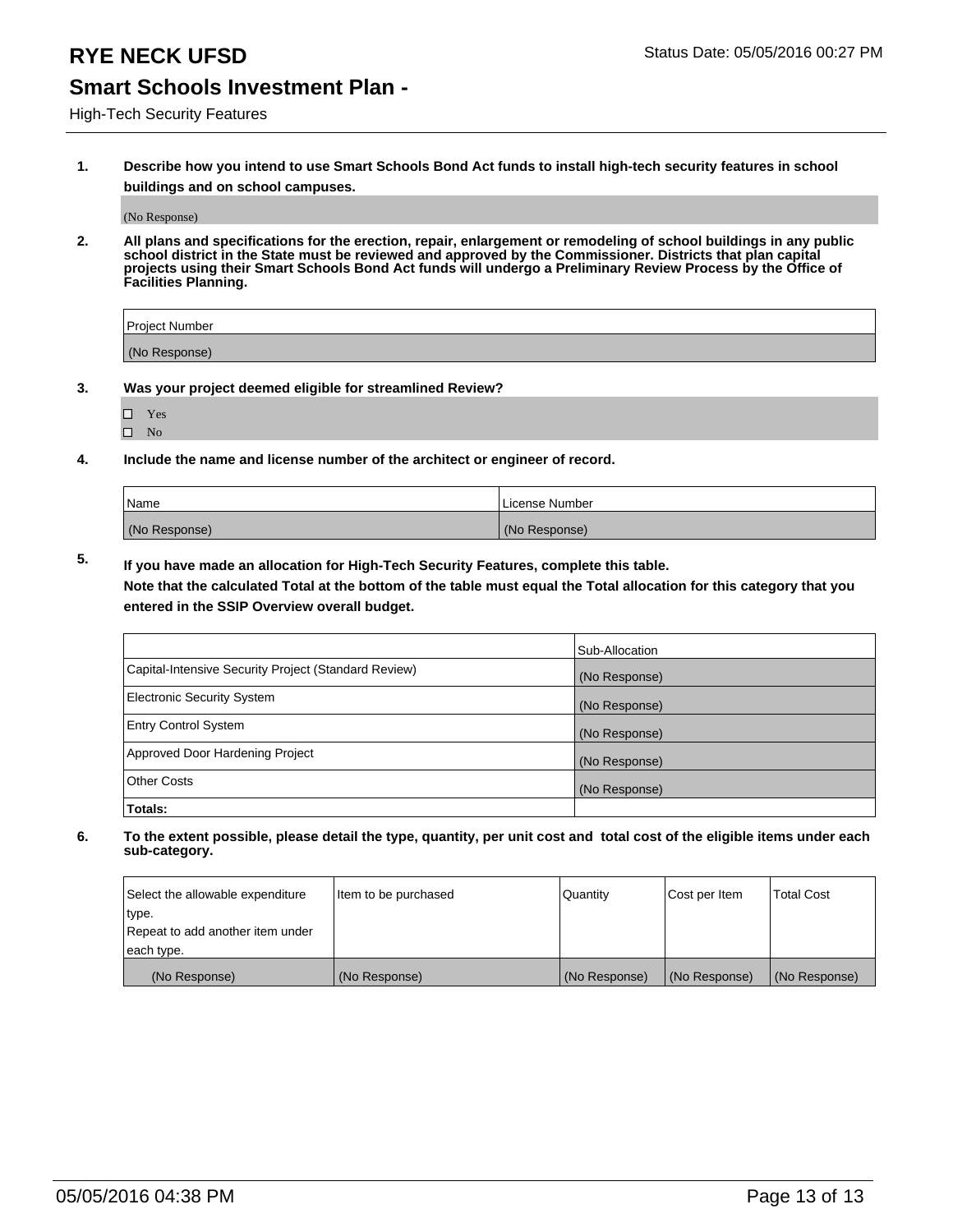# RYE NECK UFSD

Status Date: 05/05/2016 00:27 PM

## Smart Schools Investment Plan -

High-Tech Security Features

**1. Describe how you intend to use Smart Schools Bond Act funds to install high-tech security features in school buildings and on school campuses.**

(No Response)

**2. All plans and specifications for the erection, repair, enlargement or remodeling of school buildings in any public school district in the State must be reviewed and approved by the Commissioner. Districts that plan capital projects using their Smart Schools Bond Act funds will undergo a Preliminary Review Process by the Office of Facilities Planning.**

| Project Number |
|---|
| (No Response) |

**3. Was your project deemed eligible for streamlined Review?**

☐ Yes
☐ No

**4. Include the name and license number of the architect or engineer of record.**

| Name | License Number |
|---|---|
| (No Response) | (No Response) |

**5. If you have made an allocation for High-Tech Security Features, complete this table.**
**Note that the calculated Total at the bottom of the table must equal the Total allocation for this category that you entered in the SSIP Overview overall budget.**

| | Sub-Allocation |
|---|---|
| Capital-Intensive Security Project (Standard Review) | (No Response) |
| Electronic Security System | (No Response) |
| Entry Control System | (No Response) |
| Approved Door Hardening Project | (No Response) |
| Other Costs | (No Response) |
| **Totals:** | |

**6. To the extent possible, please detail the type, quantity, per unit cost and total cost of the eligible items under each sub-category.**

| Select the allowable expenditure type. Repeat to add another item under each type. | Item to be purchased | Quantity | Cost per Item | Total Cost |
|---|---|---|---|---|
| (No Response) | (No Response) | (No Response) | (No Response) | (No Response) |